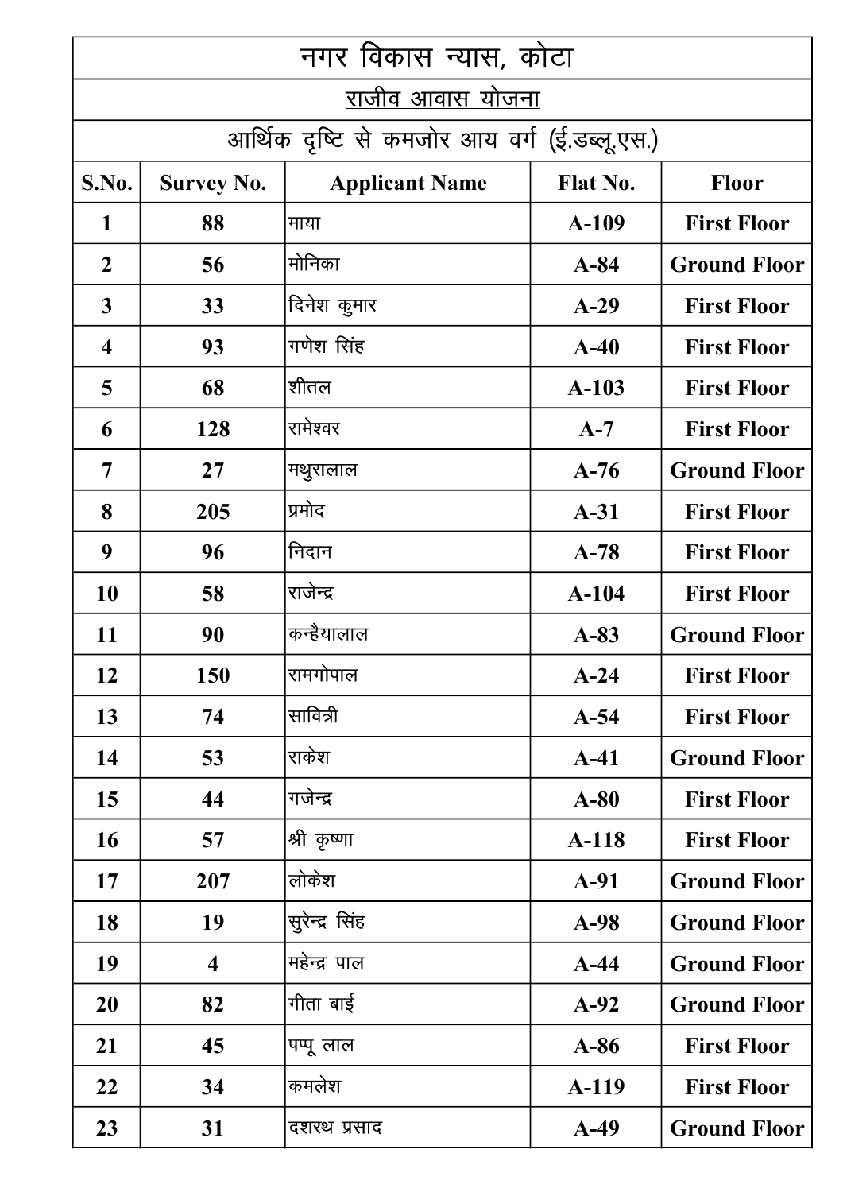# नगर विकास न्यास, कोटा

## राजीव आवास योजना

### आर्थिक दृष्टि से कमजोर आय वर्ग (ई.डब्लू.एस.)

| S.No. | Survey No. | Applicant Name | Flat No. | Floor |
|---|---|---|---|---|
| 1 | 88 | माया | A-109 | First Floor |
| 2 | 56 | मोनिका | A-84 | Ground Floor |
| 3 | 33 | दिनेश कुमार | A-29 | First Floor |
| 4 | 93 | गणेश सिंह | A-40 | First Floor |
| 5 | 68 | शीतल | A-103 | First Floor |
| 6 | 128 | रामेश्वर | A-7 | First Floor |
| 7 | 27 | मथुरालाल | A-76 | Ground Floor |
| 8 | 205 | प्रमोद | A-31 | First Floor |
| 9 | 96 | निदान | A-78 | First Floor |
| 10 | 58 | राजेन्द्र | A-104 | First Floor |
| 11 | 90 | कन्हैयालाल | A-83 | Ground Floor |
| 12 | 150 | रामगोपाल | A-24 | First Floor |
| 13 | 74 | सावित्री | A-54 | First Floor |
| 14 | 53 | राकेश | A-41 | Ground Floor |
| 15 | 44 | गजेन्द्र | A-80 | First Floor |
| 16 | 57 | श्री कृष्णा | A-118 | First Floor |
| 17 | 207 | लोकेश | A-91 | Ground Floor |
| 18 | 19 | सुरेन्द्र सिंह | A-98 | Ground Floor |
| 19 | 4 | महेन्द्र पाल | A-44 | Ground Floor |
| 20 | 82 | गीता बाई | A-92 | Ground Floor |
| 21 | 45 | पप्पू लाल | A-86 | First Floor |
| 22 | 34 | कमलेश | A-119 | First Floor |
| 23 | 31 | दशरथ प्रसाद | A-49 | Ground Floor |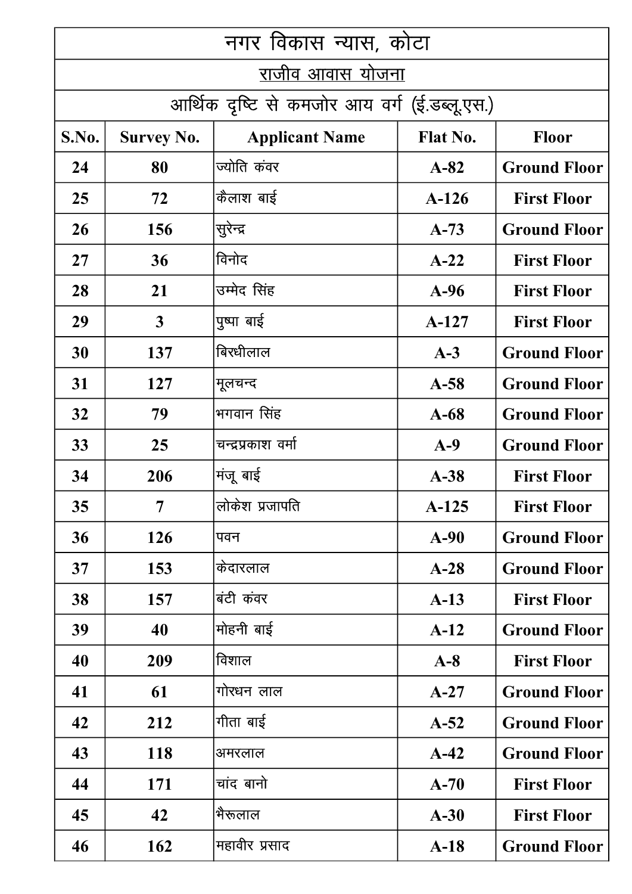| नगर विकास न्यास, कोटा | | | | |
|---|---|---|---|---|
| राजीव आवास योजना | | | | |
| आर्थिक दृष्टि से कमजोर आय वर्ग (ई.डब्लू.एस.) | | | | |
| **S.No.** | **Survey No.** | **Applicant Name** | **Flat No.** | **Floor** |
| 24 | 80 | ज्योति कंवर | A-82 | Ground Floor |
| 25 | 72 | कैलाश बाई | A-126 | First Floor |
| 26 | 156 | सुरेन्द्र | A-73 | Ground Floor |
| 27 | 36 | विनोद | A-22 | First Floor |
| 28 | 21 | उम्मेद सिंह | A-96 | First Floor |
| 29 | 3 | पुष्पा बाई | A-127 | First Floor |
| 30 | 137 | बिरधीलाल | A-3 | Ground Floor |
| 31 | 127 | मूलचन्द | A-58 | Ground Floor |
| 32 | 79 | भगवान सिंह | A-68 | Ground Floor |
| 33 | 25 | चन्द्रप्रकाश वर्मा | A-9 | Ground Floor |
| 34 | 206 | मंजू बाई | A-38 | First Floor |
| 35 | 7 | लोकेश प्रजापति | A-125 | First Floor |
| 36 | 126 | पवन | A-90 | Ground Floor |
| 37 | 153 | केदारलाल | A-28 | Ground Floor |
| 38 | 157 | बंटी कंवर | A-13 | First Floor |
| 39 | 40 | मोहनी बाई | A-12 | Ground Floor |
| 40 | 209 | विशाल | A-8 | First Floor |
| 41 | 61 | गोरधन लाल | A-27 | Ground Floor |
| 42 | 212 | गीता बाई | A-52 | Ground Floor |
| 43 | 118 | अमरलाल | A-42 | Ground Floor |
| 44 | 171 | चांद बानो | A-70 | First Floor |
| 45 | 42 | भैरूलाल | A-30 | First Floor |
| 46 | 162 | महावीर प्रसाद | A-18 | Ground Floor |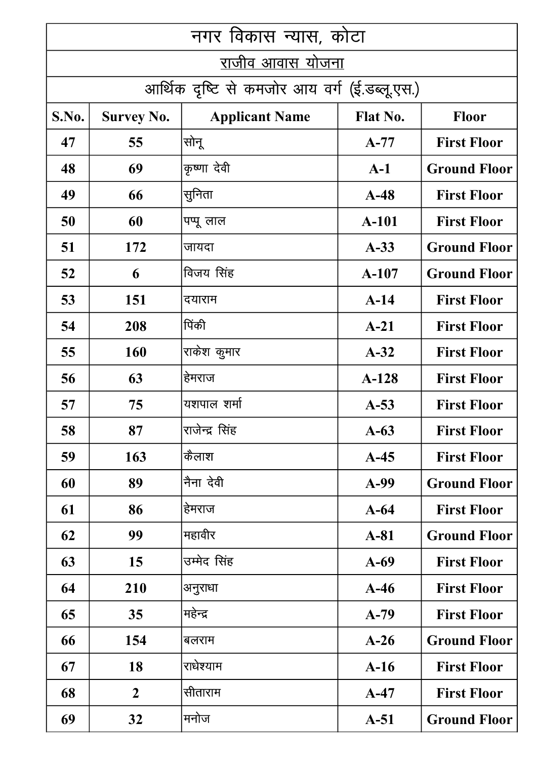| नगर विकास न्यास, कोटा | | | | |
|---|---|---|---|---|
| राजीव आवास योजना | | | | |
| आर्थिक दृष्टि से कमजोर आय वर्ग (ई.डब्लू.एस.) | | | | |
| **S.No.** | **Survey No.** | **Applicant Name** | **Flat No.** | **Floor** |
| 47 | 55 | सोनू | A-77 | First Floor |
| 48 | 69 | कृष्णा देवी | A-1 | Ground Floor |
| 49 | 66 | सुनिता | A-48 | First Floor |
| 50 | 60 | पप्पू लाल | A-101 | First Floor |
| 51 | 172 | जायदा | A-33 | Ground Floor |
| 52 | 6 | विजय सिंह | A-107 | Ground Floor |
| 53 | 151 | दयाराम | A-14 | First Floor |
| 54 | 208 | पिंकी | A-21 | First Floor |
| 55 | 160 | राकेश कुमार | A-32 | First Floor |
| 56 | 63 | हेमराज | A-128 | First Floor |
| 57 | 75 | यशपाल शर्मा | A-53 | First Floor |
| 58 | 87 | राजेन्द्र सिंह | A-63 | First Floor |
| 59 | 163 | कैलाश | A-45 | First Floor |
| 60 | 89 | नैना देवी | A-99 | Ground Floor |
| 61 | 86 | हेमराज | A-64 | First Floor |
| 62 | 99 | महावीर | A-81 | Ground Floor |
| 63 | 15 | उम्मेद सिंह | A-69 | First Floor |
| 64 | 210 | अनुराधा | A-46 | First Floor |
| 65 | 35 | महेन्द्र | A-79 | First Floor |
| 66 | 154 | बलराम | A-26 | Ground Floor |
| 67 | 18 | राधेश्याम | A-16 | First Floor |
| 68 | 2 | सीताराम | A-47 | First Floor |
| 69 | 32 | मनोज | A-51 | Ground Floor |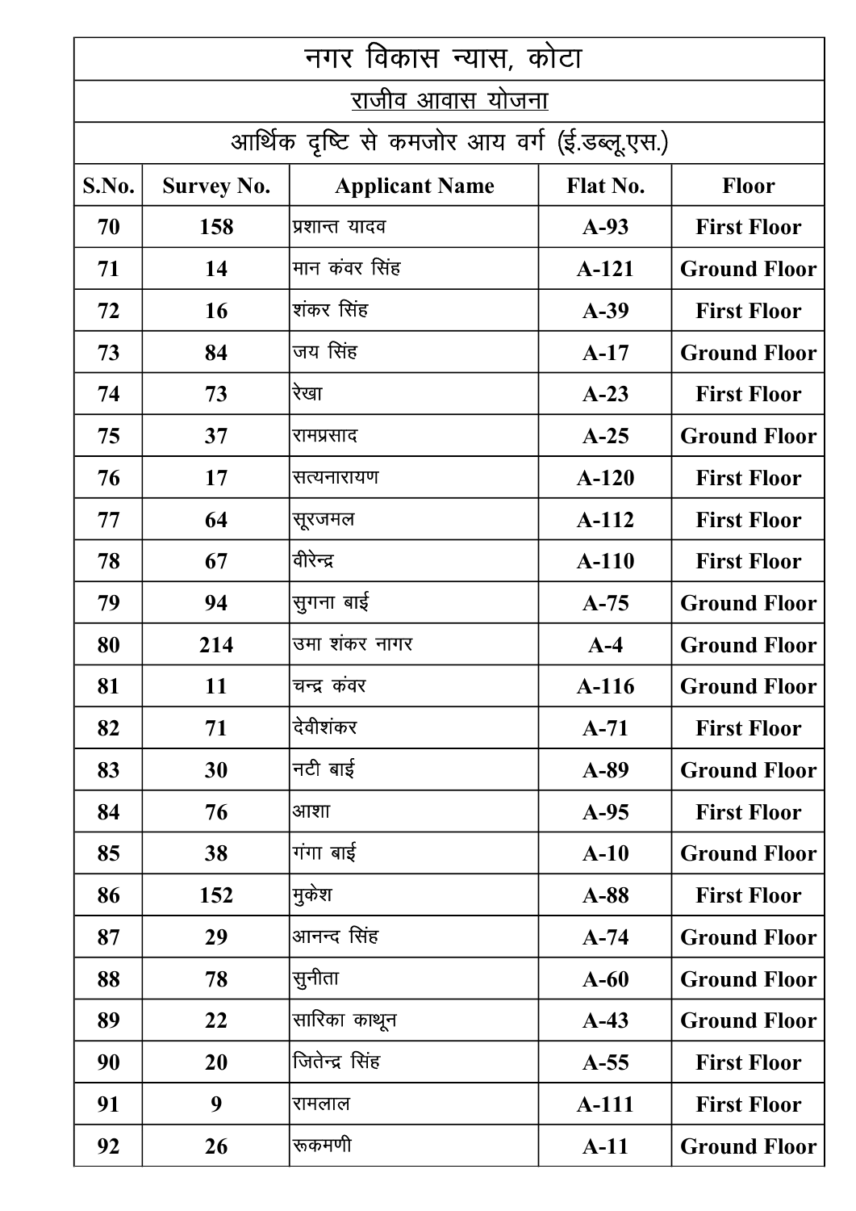| नगर विकास न्यास, कोटा | | | | |
|---|---|---|---|---|
| राजीव आवास योजना | | | | |
| आर्थिक दृष्टि से कमजोर आय वर्ग (ई.डब्लू.एस.) | | | | |
| **S.No.** | **Survey No.** | **Applicant Name** | **Flat No.** | **Floor** |
| 70 | 158 | प्रशान्त यादव | A-93 | First Floor |
| 71 | 14 | मान कंवर सिंह | A-121 | Ground Floor |
| 72 | 16 | शंकर सिंह | A-39 | First Floor |
| 73 | 84 | जय सिंह | A-17 | Ground Floor |
| 74 | 73 | रेखा | A-23 | First Floor |
| 75 | 37 | रामप्रसाद | A-25 | Ground Floor |
| 76 | 17 | सत्यनारायण | A-120 | First Floor |
| 77 | 64 | सूरजमल | A-112 | First Floor |
| 78 | 67 | वीरेन्द्र | A-110 | First Floor |
| 79 | 94 | सुगना बाई | A-75 | Ground Floor |
| 80 | 214 | उमा शंकर नागर | A-4 | Ground Floor |
| 81 | 11 | चन्द्र कंवर | A-116 | Ground Floor |
| 82 | 71 | देवीशंकर | A-71 | First Floor |
| 83 | 30 | नटी बाई | A-89 | Ground Floor |
| 84 | 76 | आशा | A-95 | First Floor |
| 85 | 38 | गंगा बाई | A-10 | Ground Floor |
| 86 | 152 | मुकेश | A-88 | First Floor |
| 87 | 29 | आनन्द सिंह | A-74 | Ground Floor |
| 88 | 78 | सुनीता | A-60 | Ground Floor |
| 89 | 22 | सारिका काथून | A-43 | Ground Floor |
| 90 | 20 | जितेन्द्र सिंह | A-55 | First Floor |
| 91 | 9 | रामलाल | A-111 | First Floor |
| 92 | 26 | रूकमणी | A-11 | Ground Floor |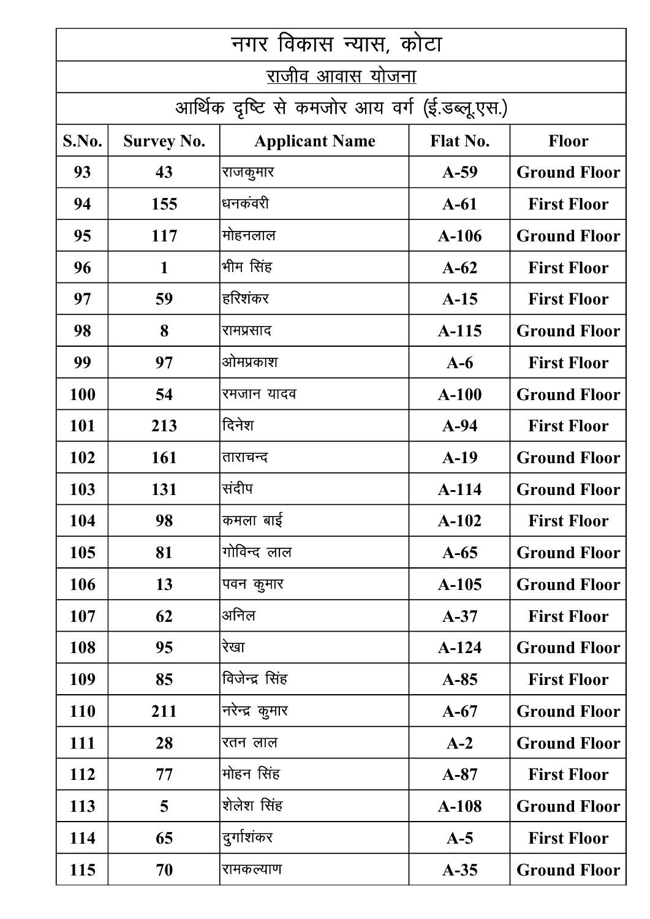# नगर विकास न्यास, कोटा

## राजीव आवास योजना

### आर्थिक दृष्टि से कमजोर आय वर्ग (ई.डब्लू.एस.)

| S.No. | Survey No. | Applicant Name | Flat No. | Floor |
|---|---|---|---|---|
| 93 | 43 | राजकुमार | A-59 | Ground Floor |
| 94 | 155 | धनकंवरी | A-61 | First Floor |
| 95 | 117 | मोहनलाल | A-106 | Ground Floor |
| 96 | 1 | भीम सिंह | A-62 | First Floor |
| 97 | 59 | हरिशंकर | A-15 | First Floor |
| 98 | 8 | रामप्रसाद | A-115 | Ground Floor |
| 99 | 97 | ओमप्रकाश | A-6 | First Floor |
| 100 | 54 | रमजान यादव | A-100 | Ground Floor |
| 101 | 213 | दिनेश | A-94 | First Floor |
| 102 | 161 | ताराचन्द | A-19 | Ground Floor |
| 103 | 131 | संदीप | A-114 | Ground Floor |
| 104 | 98 | कमला बाई | A-102 | First Floor |
| 105 | 81 | गोविन्द लाल | A-65 | Ground Floor |
| 106 | 13 | पवन कुमार | A-105 | Ground Floor |
| 107 | 62 | अनिल | A-37 | First Floor |
| 108 | 95 | रेखा | A-124 | Ground Floor |
| 109 | 85 | विजेन्द्र सिंह | A-85 | First Floor |
| 110 | 211 | नरेन्द्र कुमार | A-67 | Ground Floor |
| 111 | 28 | रतन लाल | A-2 | Ground Floor |
| 112 | 77 | मोहन सिंह | A-87 | First Floor |
| 113 | 5 | शेलेश सिंह | A-108 | Ground Floor |
| 114 | 65 | दुर्गाशंकर | A-5 | First Floor |
| 115 | 70 | रामकल्याण | A-35 | Ground Floor |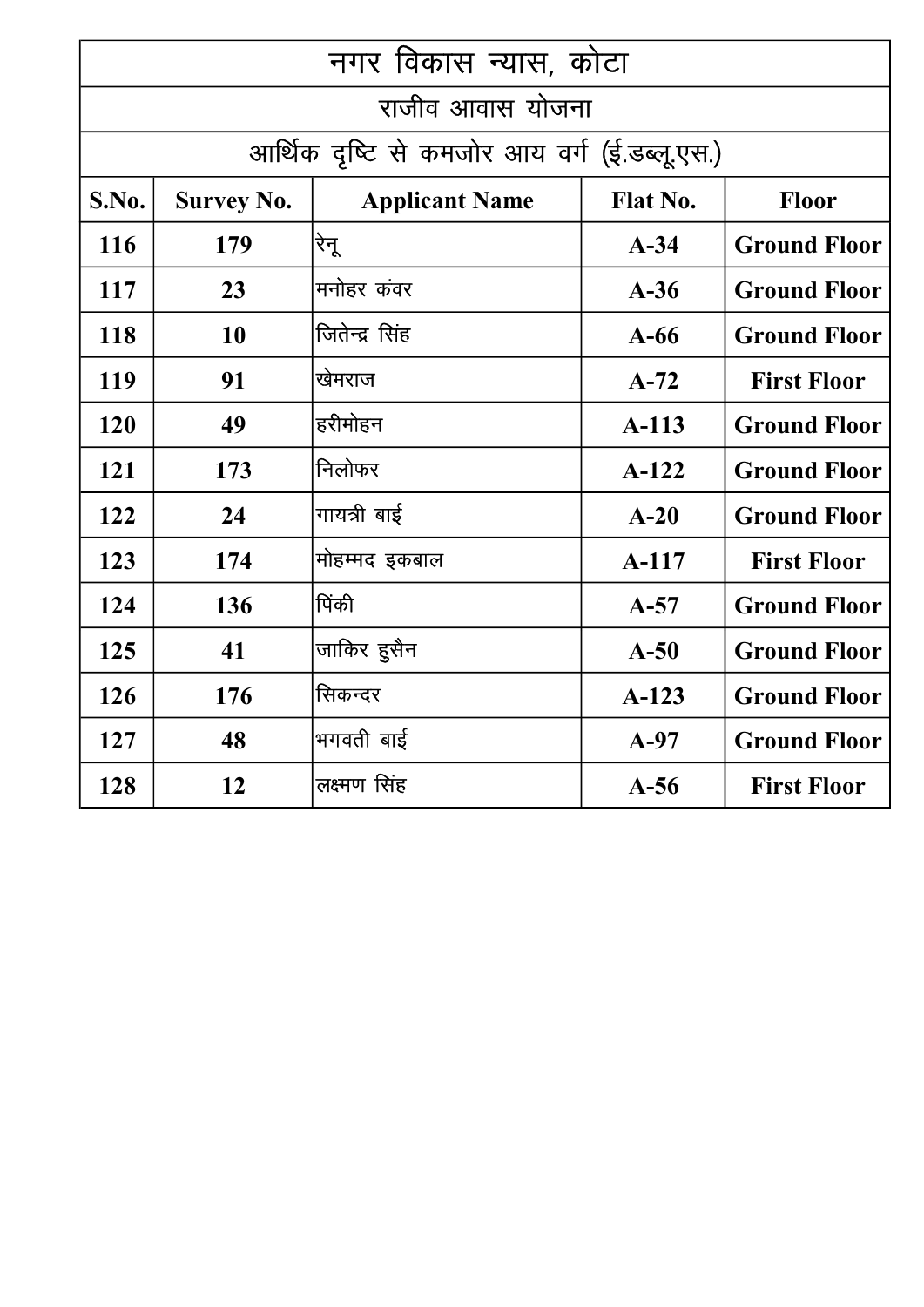# नगर विकास न्यास, कोटा

## राजीव आवास योजना

### आर्थिक दृष्टि से कमजोर आय वर्ग (ई.डब्लू.एस.)

| S.No. | Survey No. | Applicant Name | Flat No. | Floor |
|---|---|---|---|---|
| 116 | 179 | रेनू | A-34 | Ground Floor |
| 117 | 23 | मनोहर कंवर | A-36 | Ground Floor |
| 118 | 10 | जितेन्द्र सिंह | A-66 | Ground Floor |
| 119 | 91 | खेमराज | A-72 | First Floor |
| 120 | 49 | हरीमोहन | A-113 | Ground Floor |
| 121 | 173 | निलोफर | A-122 | Ground Floor |
| 122 | 24 | गायत्री बाई | A-20 | Ground Floor |
| 123 | 174 | मोहम्मद इकबाल | A-117 | First Floor |
| 124 | 136 | पिंकी | A-57 | Ground Floor |
| 125 | 41 | जाकिर हुसैन | A-50 | Ground Floor |
| 126 | 176 | सिकन्दर | A-123 | Ground Floor |
| 127 | 48 | भगवती बाई | A-97 | Ground Floor |
| 128 | 12 | लक्ष्मण सिंह | A-56 | First Floor |